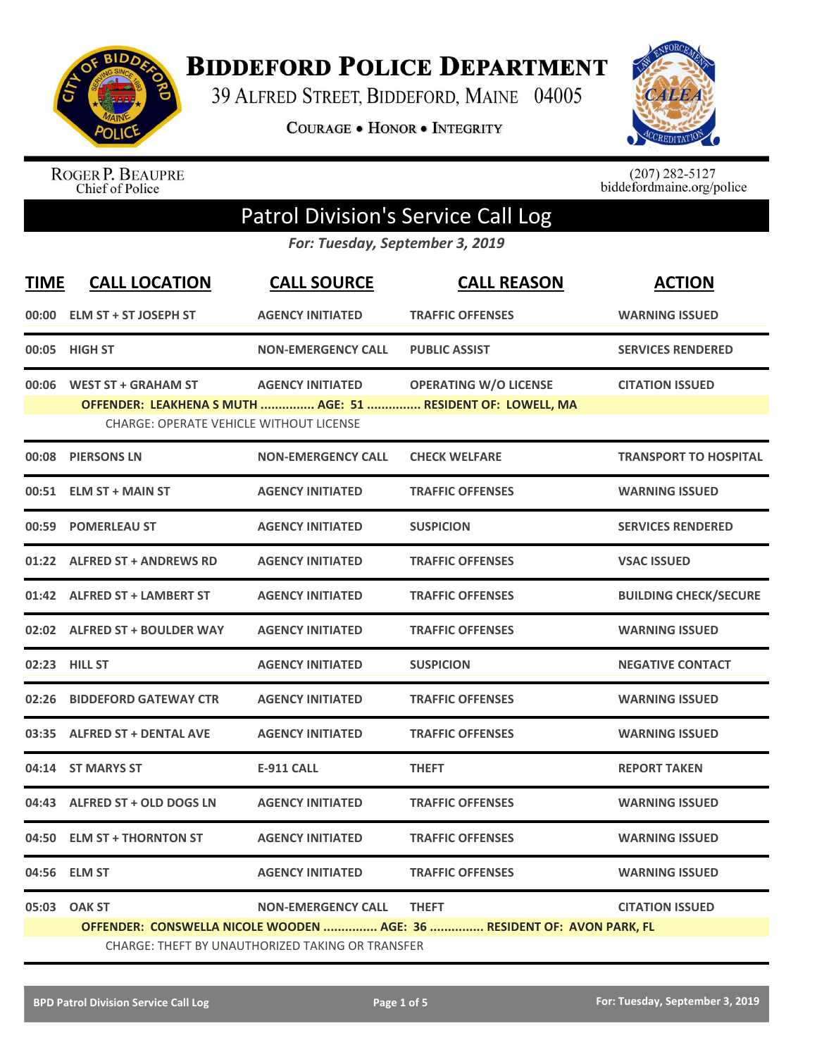# BIDDEFORD POLICE DEPARTMENT

39 ALFRED STREET, BIDDEFORD, MAINE 04005

COURAGE • HONOR • INTEGRITY

ROGER P. BEAUPRE
Chief of Police

(207) 282-5127
biddefordmaine.org/police

## Patrol Division's Service Call Log

*For: Tuesday, September 3, 2019*

| TIME | CALL LOCATION | CALL SOURCE | CALL REASON | ACTION |
|---|---|---|---|---|
| 00:00 | ELM ST + ST JOSEPH ST | AGENCY INITIATED | TRAFFIC OFFENSES | WARNING ISSUED |
| 00:05 | HIGH ST | NON-EMERGENCY CALL | PUBLIC ASSIST | SERVICES RENDERED |
| 00:06 | WEST ST + GRAHAM ST | AGENCY INITIATED | OPERATING W/O LICENSE | CITATION ISSUED |
| | **OFFENDER: LEAKHENA S MUTH ............... AGE: 51 ............... RESIDENT OF: LOWELL, MA** | | | |
| | CHARGE: OPERATE VEHICLE WITHOUT LICENSE | | | |
| 00:08 | PIERSONS LN | NON-EMERGENCY CALL | CHECK WELFARE | TRANSPORT TO HOSPITAL |
| 00:51 | ELM ST + MAIN ST | AGENCY INITIATED | TRAFFIC OFFENSES | WARNING ISSUED |
| 00:59 | POMERLEAU ST | AGENCY INITIATED | SUSPICION | SERVICES RENDERED |
| 01:22 | ALFRED ST + ANDREWS RD | AGENCY INITIATED | TRAFFIC OFFENSES | VSAC ISSUED |
| 01:42 | ALFRED ST + LAMBERT ST | AGENCY INITIATED | TRAFFIC OFFENSES | BUILDING CHECK/SECURE |
| 02:02 | ALFRED ST + BOULDER WAY | AGENCY INITIATED | TRAFFIC OFFENSES | WARNING ISSUED |
| 02:23 | HILL ST | AGENCY INITIATED | SUSPICION | NEGATIVE CONTACT |
| 02:26 | BIDDEFORD GATEWAY CTR | AGENCY INITIATED | TRAFFIC OFFENSES | WARNING ISSUED |
| 03:35 | ALFRED ST + DENTAL AVE | AGENCY INITIATED | TRAFFIC OFFENSES | WARNING ISSUED |
| 04:14 | ST MARYS ST | E-911 CALL | THEFT | REPORT TAKEN |
| 04:43 | ALFRED ST + OLD DOGS LN | AGENCY INITIATED | TRAFFIC OFFENSES | WARNING ISSUED |
| 04:50 | ELM ST + THORNTON ST | AGENCY INITIATED | TRAFFIC OFFENSES | WARNING ISSUED |
| 04:56 | ELM ST | AGENCY INITIATED | TRAFFIC OFFENSES | WARNING ISSUED |
| 05:03 | OAK ST | NON-EMERGENCY CALL | THEFT | CITATION ISSUED |
| | **OFFENDER: CONSWELLA NICOLE WOODEN ............... AGE: 36 ............... RESIDENT OF: AVON PARK, FL** | | | |
| | CHARGE: THEFT BY UNAUTHORIZED TAKING OR TRANSFER | | | |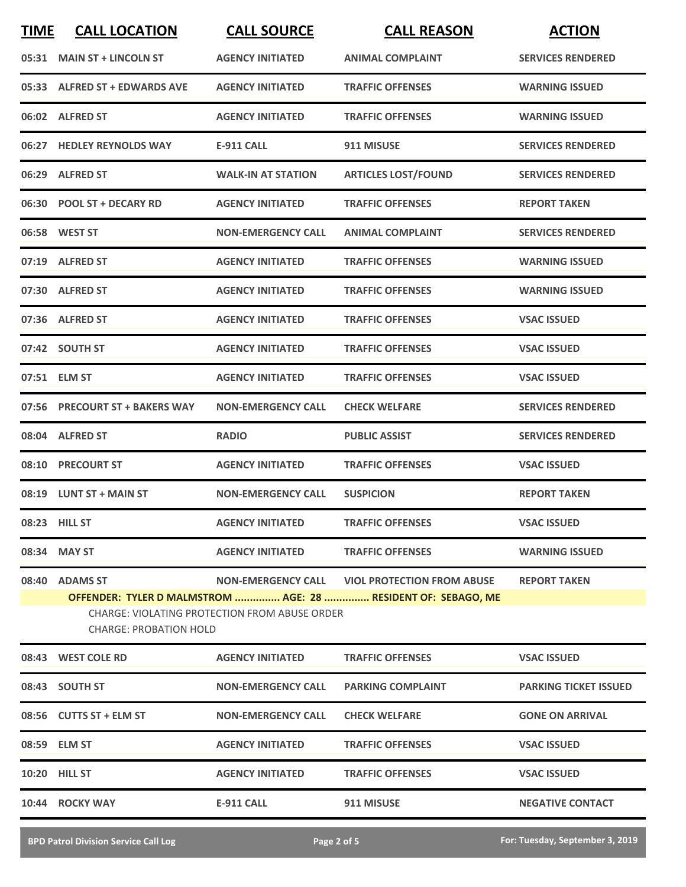| TIME | CALL LOCATION | CALL SOURCE | CALL REASON | ACTION |
|---|---|---|---|---|
| 05:31 | MAIN ST + LINCOLN ST | AGENCY INITIATED | ANIMAL COMPLAINT | SERVICES RENDERED |
| 05:33 | ALFRED ST + EDWARDS AVE | AGENCY INITIATED | TRAFFIC OFFENSES | WARNING ISSUED |
| 06:02 | ALFRED ST | AGENCY INITIATED | TRAFFIC OFFENSES | WARNING ISSUED |
| 06:27 | HEDLEY REYNOLDS WAY | E-911 CALL | 911 MISUSE | SERVICES RENDERED |
| 06:29 | ALFRED ST | WALK-IN AT STATION | ARTICLES LOST/FOUND | SERVICES RENDERED |
| 06:30 | POOL ST + DECARY RD | AGENCY INITIATED | TRAFFIC OFFENSES | REPORT TAKEN |
| 06:58 | WEST ST | NON-EMERGENCY CALL | ANIMAL COMPLAINT | SERVICES RENDERED |
| 07:19 | ALFRED ST | AGENCY INITIATED | TRAFFIC OFFENSES | WARNING ISSUED |
| 07:30 | ALFRED ST | AGENCY INITIATED | TRAFFIC OFFENSES | WARNING ISSUED |
| 07:36 | ALFRED ST | AGENCY INITIATED | TRAFFIC OFFENSES | VSAC ISSUED |
| 07:42 | SOUTH ST | AGENCY INITIATED | TRAFFIC OFFENSES | VSAC ISSUED |
| 07:51 | ELM ST | AGENCY INITIATED | TRAFFIC OFFENSES | VSAC ISSUED |
| 07:56 | PRECOURT ST + BAKERS WAY | NON-EMERGENCY CALL | CHECK WELFARE | SERVICES RENDERED |
| 08:04 | ALFRED ST | RADIO | PUBLIC ASSIST | SERVICES RENDERED |
| 08:10 | PRECOURT ST | AGENCY INITIATED | TRAFFIC OFFENSES | VSAC ISSUED |
| 08:19 | LUNT ST + MAIN ST | NON-EMERGENCY CALL | SUSPICION | REPORT TAKEN |
| 08:23 | HILL ST | AGENCY INITIATED | TRAFFIC OFFENSES | VSAC ISSUED |
| 08:34 | MAY ST | AGENCY INITIATED | TRAFFIC OFFENSES | WARNING ISSUED |
| 08:40 | ADAMS ST | NON-EMERGENCY CALL | VIOL PROTECTION FROM ABUSE | REPORT TAKEN |

**OFFENDER: TYLER D MALMSTROM ............... AGE: 28 ............... RESIDENT OF: SEBAGO, ME**

CHARGE: VIOLATING PROTECTION FROM ABUSE ORDER
CHARGE: PROBATION HOLD

| TIME | CALL LOCATION | CALL SOURCE | CALL REASON | ACTION |
|---|---|---|---|---|
| 08:43 | WEST COLE RD | AGENCY INITIATED | TRAFFIC OFFENSES | VSAC ISSUED |
| 08:43 | SOUTH ST | NON-EMERGENCY CALL | PARKING COMPLAINT | PARKING TICKET ISSUED |
| 08:56 | CUTTS ST + ELM ST | NON-EMERGENCY CALL | CHECK WELFARE | GONE ON ARRIVAL |
| 08:59 | ELM ST | AGENCY INITIATED | TRAFFIC OFFENSES | VSAC ISSUED |
| 10:20 | HILL ST | AGENCY INITIATED | TRAFFIC OFFENSES | VSAC ISSUED |
| 10:44 | ROCKY WAY | E-911 CALL | 911 MISUSE | NEGATIVE CONTACT |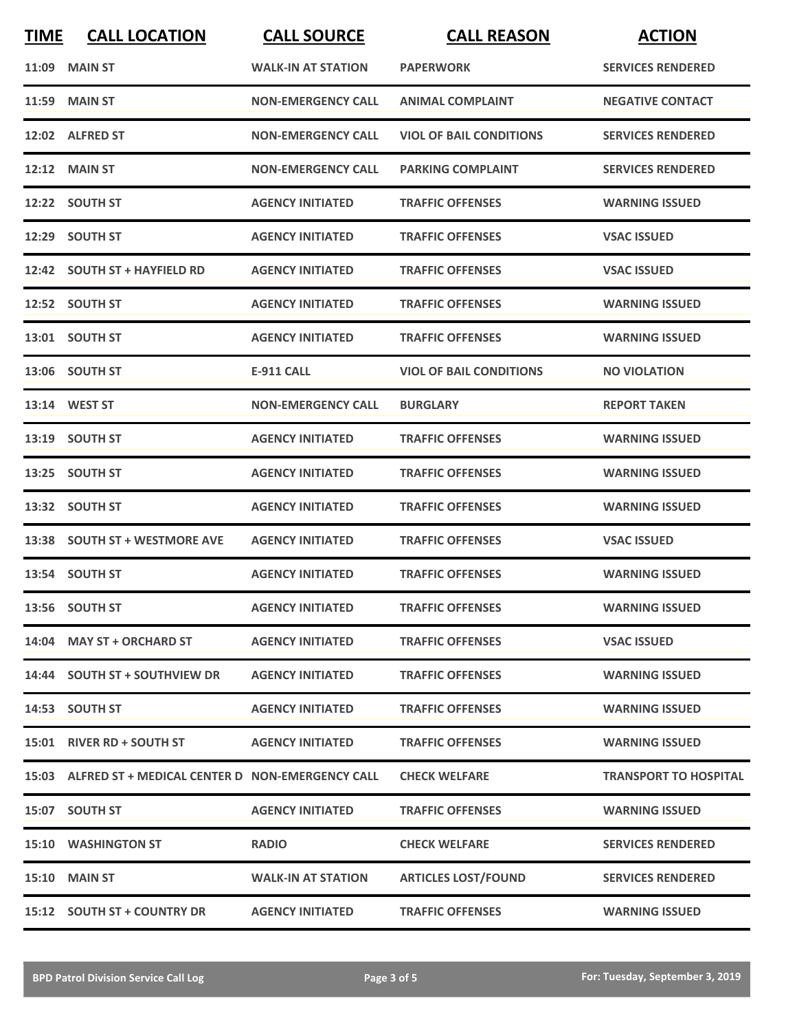| TIME | CALL LOCATION | CALL SOURCE | CALL REASON | ACTION |
|---|---|---|---|---|
| 11:09 | MAIN ST | WALK-IN AT STATION | PAPERWORK | SERVICES RENDERED |
| 11:59 | MAIN ST | NON-EMERGENCY CALL | ANIMAL COMPLAINT | NEGATIVE CONTACT |
| 12:02 | ALFRED ST | NON-EMERGENCY CALL | VIOL OF BAIL CONDITIONS | SERVICES RENDERED |
| 12:12 | MAIN ST | NON-EMERGENCY CALL | PARKING COMPLAINT | SERVICES RENDERED |
| 12:22 | SOUTH ST | AGENCY INITIATED | TRAFFIC OFFENSES | WARNING ISSUED |
| 12:29 | SOUTH ST | AGENCY INITIATED | TRAFFIC OFFENSES | VSAC ISSUED |
| 12:42 | SOUTH ST + HAYFIELD RD | AGENCY INITIATED | TRAFFIC OFFENSES | VSAC ISSUED |
| 12:52 | SOUTH ST | AGENCY INITIATED | TRAFFIC OFFENSES | WARNING ISSUED |
| 13:01 | SOUTH ST | AGENCY INITIATED | TRAFFIC OFFENSES | WARNING ISSUED |
| 13:06 | SOUTH ST | E-911 CALL | VIOL OF BAIL CONDITIONS | NO VIOLATION |
| 13:14 | WEST ST | NON-EMERGENCY CALL | BURGLARY | REPORT TAKEN |
| 13:19 | SOUTH ST | AGENCY INITIATED | TRAFFIC OFFENSES | WARNING ISSUED |
| 13:25 | SOUTH ST | AGENCY INITIATED | TRAFFIC OFFENSES | WARNING ISSUED |
| 13:32 | SOUTH ST | AGENCY INITIATED | TRAFFIC OFFENSES | WARNING ISSUED |
| 13:38 | SOUTH ST + WESTMORE AVE | AGENCY INITIATED | TRAFFIC OFFENSES | VSAC ISSUED |
| 13:54 | SOUTH ST | AGENCY INITIATED | TRAFFIC OFFENSES | WARNING ISSUED |
| 13:56 | SOUTH ST | AGENCY INITIATED | TRAFFIC OFFENSES | WARNING ISSUED |
| 14:04 | MAY ST + ORCHARD ST | AGENCY INITIATED | TRAFFIC OFFENSES | VSAC ISSUED |
| 14:44 | SOUTH ST + SOUTHVIEW DR | AGENCY INITIATED | TRAFFIC OFFENSES | WARNING ISSUED |
| 14:53 | SOUTH ST | AGENCY INITIATED | TRAFFIC OFFENSES | WARNING ISSUED |
| 15:01 | RIVER RD + SOUTH ST | AGENCY INITIATED | TRAFFIC OFFENSES | WARNING ISSUED |
| 15:03 | ALFRED ST + MEDICAL CENTER D | NON-EMERGENCY CALL | CHECK WELFARE | TRANSPORT TO HOSPITAL |
| 15:07 | SOUTH ST | AGENCY INITIATED | TRAFFIC OFFENSES | WARNING ISSUED |
| 15:10 | WASHINGTON ST | RADIO | CHECK WELFARE | SERVICES RENDERED |
| 15:10 | MAIN ST | WALK-IN AT STATION | ARTICLES LOST/FOUND | SERVICES RENDERED |
| 15:12 | SOUTH ST + COUNTRY DR | AGENCY INITIATED | TRAFFIC OFFENSES | WARNING ISSUED |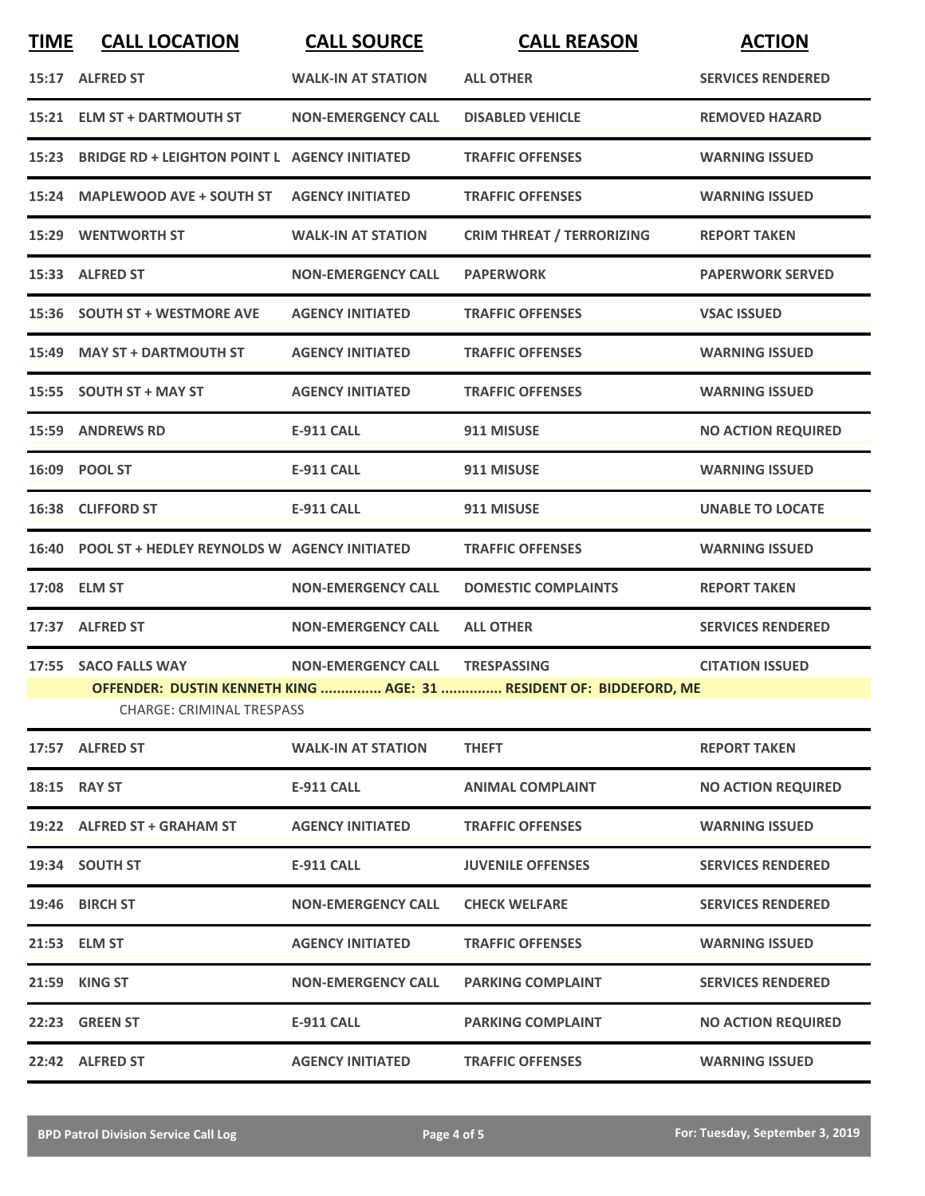| TIME | CALL LOCATION | CALL SOURCE | CALL REASON | ACTION |
|---|---|---|---|---|
| 15:17 | ALFRED ST | WALK-IN AT STATION | ALL OTHER | SERVICES RENDERED |
| 15:21 | ELM ST + DARTMOUTH ST | NON-EMERGENCY CALL | DISABLED VEHICLE | REMOVED HAZARD |
| 15:23 | BRIDGE RD + LEIGHTON POINT L | AGENCY INITIATED | TRAFFIC OFFENSES | WARNING ISSUED |
| 15:24 | MAPLEWOOD AVE + SOUTH ST | AGENCY INITIATED | TRAFFIC OFFENSES | WARNING ISSUED |
| 15:29 | WENTWORTH ST | WALK-IN AT STATION | CRIM THREAT / TERRORIZING | REPORT TAKEN |
| 15:33 | ALFRED ST | NON-EMERGENCY CALL | PAPERWORK | PAPERWORK SERVED |
| 15:36 | SOUTH ST + WESTMORE AVE | AGENCY INITIATED | TRAFFIC OFFENSES | VSAC ISSUED |
| 15:49 | MAY ST + DARTMOUTH ST | AGENCY INITIATED | TRAFFIC OFFENSES | WARNING ISSUED |
| 15:55 | SOUTH ST + MAY ST | AGENCY INITIATED | TRAFFIC OFFENSES | WARNING ISSUED |
| 15:59 | ANDREWS RD | E-911 CALL | 911 MISUSE | NO ACTION REQUIRED |
| 16:09 | POOL ST | E-911 CALL | 911 MISUSE | WARNING ISSUED |
| 16:38 | CLIFFORD ST | E-911 CALL | 911 MISUSE | UNABLE TO LOCATE |
| 16:40 | POOL ST + HEDLEY REYNOLDS W | AGENCY INITIATED | TRAFFIC OFFENSES | WARNING ISSUED |
| 17:08 | ELM ST | NON-EMERGENCY CALL | DOMESTIC COMPLAINTS | REPORT TAKEN |
| 17:37 | ALFRED ST | NON-EMERGENCY CALL | ALL OTHER | SERVICES RENDERED |
| 17:55 | SACO FALLS WAY | NON-EMERGENCY CALL | TRESPASSING | CITATION ISSUED |
| | **OFFENDER: DUSTIN KENNETH KING ............... AGE: 31 ............... RESIDENT OF: BIDDEFORD, ME** | | | |
| | CHARGE: CRIMINAL TRESPASS | | | |
| 17:57 | ALFRED ST | WALK-IN AT STATION | THEFT | REPORT TAKEN |
| 18:15 | RAY ST | E-911 CALL | ANIMAL COMPLAINT | NO ACTION REQUIRED |
| 19:22 | ALFRED ST + GRAHAM ST | AGENCY INITIATED | TRAFFIC OFFENSES | WARNING ISSUED |
| 19:34 | SOUTH ST | E-911 CALL | JUVENILE OFFENSES | SERVICES RENDERED |
| 19:46 | BIRCH ST | NON-EMERGENCY CALL | CHECK WELFARE | SERVICES RENDERED |
| 21:53 | ELM ST | AGENCY INITIATED | TRAFFIC OFFENSES | WARNING ISSUED |
| 21:59 | KING ST | NON-EMERGENCY CALL | PARKING COMPLAINT | SERVICES RENDERED |
| 22:23 | GREEN ST | E-911 CALL | PARKING COMPLAINT | NO ACTION REQUIRED |
| 22:42 | ALFRED ST | AGENCY INITIATED | TRAFFIC OFFENSES | WARNING ISSUED |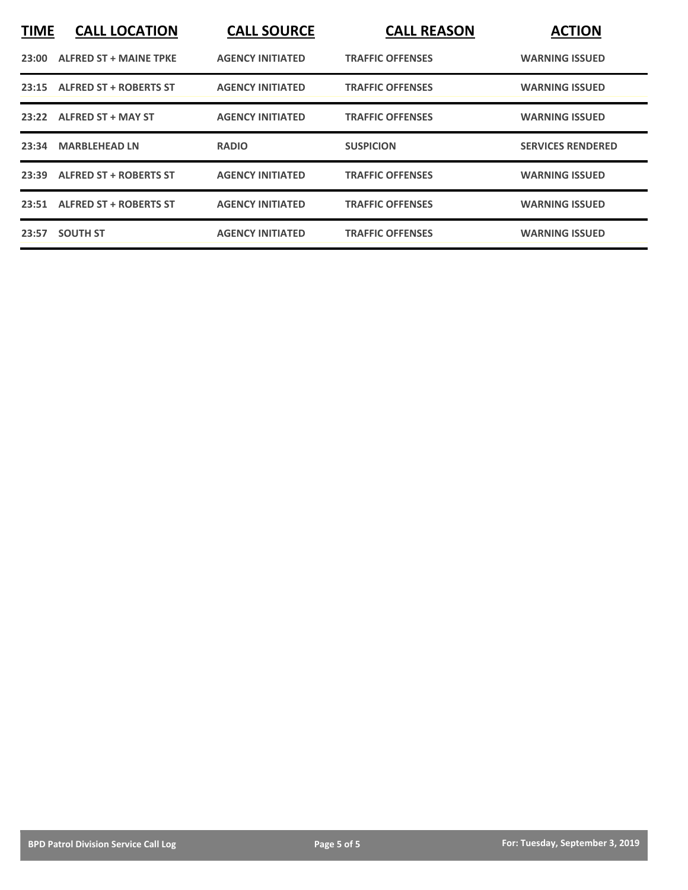| TIME | CALL LOCATION | CALL SOURCE | CALL REASON | ACTION |
|---|---|---|---|---|
| 23:00 | ALFRED ST + MAINE TPKE | AGENCY INITIATED | TRAFFIC OFFENSES | WARNING ISSUED |
| 23:15 | ALFRED ST + ROBERTS ST | AGENCY INITIATED | TRAFFIC OFFENSES | WARNING ISSUED |
| 23:22 | ALFRED ST + MAY ST | AGENCY INITIATED | TRAFFIC OFFENSES | WARNING ISSUED |
| 23:34 | MARBLEHEAD LN | RADIO | SUSPICION | SERVICES RENDERED |
| 23:39 | ALFRED ST + ROBERTS ST | AGENCY INITIATED | TRAFFIC OFFENSES | WARNING ISSUED |
| 23:51 | ALFRED ST + ROBERTS ST | AGENCY INITIATED | TRAFFIC OFFENSES | WARNING ISSUED |
| 23:57 | SOUTH ST | AGENCY INITIATED | TRAFFIC OFFENSES | WARNING ISSUED |